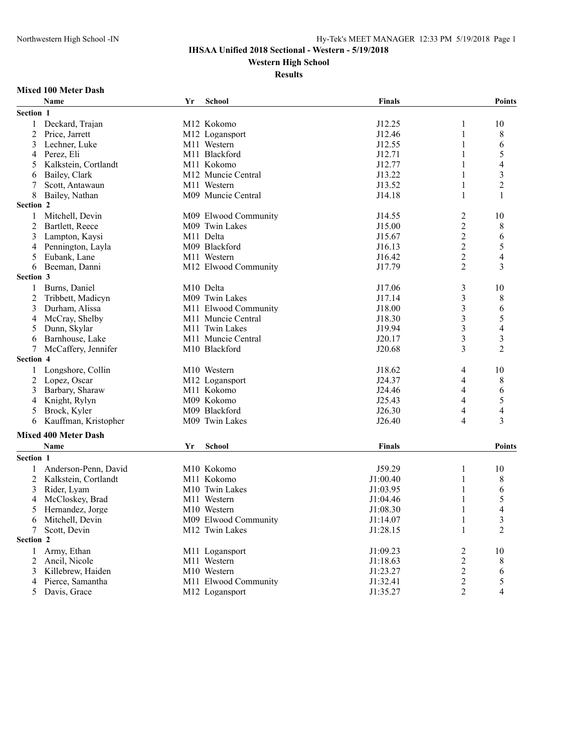IHSAA Unified 2018 Sectional - Western - 5/19/2018

Western High School

Results

### Mixed 100 Meter Dash

| | Name | Yr | School | Finals | | Points |
|---|---|---|---|---|---|---|
| **Section 1** | | | | | | |
| 1 | Deckard, Trajan | M12 | Kokomo | J12.25 | 1 | 10 |
| 2 | Price, Jarrett | M12 | Logansport | J12.46 | 1 | 8 |
| 3 | Lechner, Luke | M11 | Western | J12.55 | 1 | 6 |
| 4 | Perez, Eli | M11 | Blackford | J12.71 | 1 | 5 |
| 5 | Kalkstein, Cortlandt | M11 | Kokomo | J12.77 | 1 | 4 |
| 6 | Bailey, Clark | M12 | Muncie Central | J13.22 | 1 | 3 |
| 7 | Scott, Antawaun | M11 | Western | J13.52 | 1 | 2 |
| 8 | Bailey, Nathan | M09 | Muncie Central | J14.18 | 1 | 1 |
| **Section 2** | | | | | | |
| 1 | Mitchell, Devin | M09 | Elwood Community | J14.55 | 2 | 10 |
| 2 | Bartlett, Reece | M09 | Twin Lakes | J15.00 | 2 | 8 |
| 3 | Lampton, Kaysi | M11 | Delta | J15.67 | 2 | 6 |
| 4 | Pennington, Layla | M09 | Blackford | J16.13 | 2 | 5 |
| 5 | Eubank, Lane | M11 | Western | J16.42 | 2 | 4 |
| 6 | Beeman, Danni | M12 | Elwood Community | J17.79 | 2 | 3 |
| **Section 3** | | | | | | |
| 1 | Burns, Daniel | M10 | Delta | J17.06 | 3 | 10 |
| 2 | Tribbett, Madicyn | M09 | Twin Lakes | J17.14 | 3 | 8 |
| 3 | Durham, Alissa | M11 | Elwood Community | J18.00 | 3 | 6 |
| 4 | McCray, Shelby | M11 | Muncie Central | J18.30 | 3 | 5 |
| 5 | Dunn, Skylar | M11 | Twin Lakes | J19.94 | 3 | 4 |
| 6 | Barnhouse, Lake | M11 | Muncie Central | J20.17 | 3 | 3 |
| 7 | McCaffery, Jennifer | M10 | Blackford | J20.68 | 3 | 2 |
| **Section 4** | | | | | | |
| 1 | Longshore, Collin | M10 | Western | J18.62 | 4 | 10 |
| 2 | Lopez, Oscar | M12 | Logansport | J24.37 | 4 | 8 |
| 3 | Barbary, Sharaw | M11 | Kokomo | J24.46 | 4 | 6 |
| 4 | Knight, Rylyn | M09 | Kokomo | J25.43 | 4 | 5 |
| 5 | Brock, Kyler | M09 | Blackford | J26.30 | 4 | 4 |
| 6 | Kauffman, Kristopher | M09 | Twin Lakes | J26.40 | 4 | 3 |

### Mixed 400 Meter Dash

| | Name | Yr | School | Finals | | Points |
|---|---|---|---|---|---|---|
| **Section 1** | | | | | | |
| 1 | Anderson-Penn, David | M10 | Kokomo | J59.29 | 1 | 10 |
| 2 | Kalkstein, Cortlandt | M11 | Kokomo | J1:00.40 | 1 | 8 |
| 3 | Rider, Lyam | M10 | Twin Lakes | J1:03.95 | 1 | 6 |
| 4 | McCloskey, Brad | M11 | Western | J1:04.46 | 1 | 5 |
| 5 | Hernandez, Jorge | M10 | Western | J1:08.30 | 1 | 4 |
| 6 | Mitchell, Devin | M09 | Elwood Community | J1:14.07 | 1 | 3 |
| 7 | Scott, Devin | M12 | Twin Lakes | J1:28.15 | 1 | 2 |
| **Section 2** | | | | | | |
| 1 | Army, Ethan | M11 | Logansport | J1:09.23 | 2 | 10 |
| 2 | Ancil, Nicole | M11 | Western | J1:18.63 | 2 | 8 |
| 3 | Killebrew, Haiden | M10 | Western | J1:23.27 | 2 | 6 |
| 4 | Pierce, Samantha | M11 | Elwood Community | J1:32.41 | 2 | 5 |
| 5 | Davis, Grace | M12 | Logansport | J1:35.27 | 2 | 4 |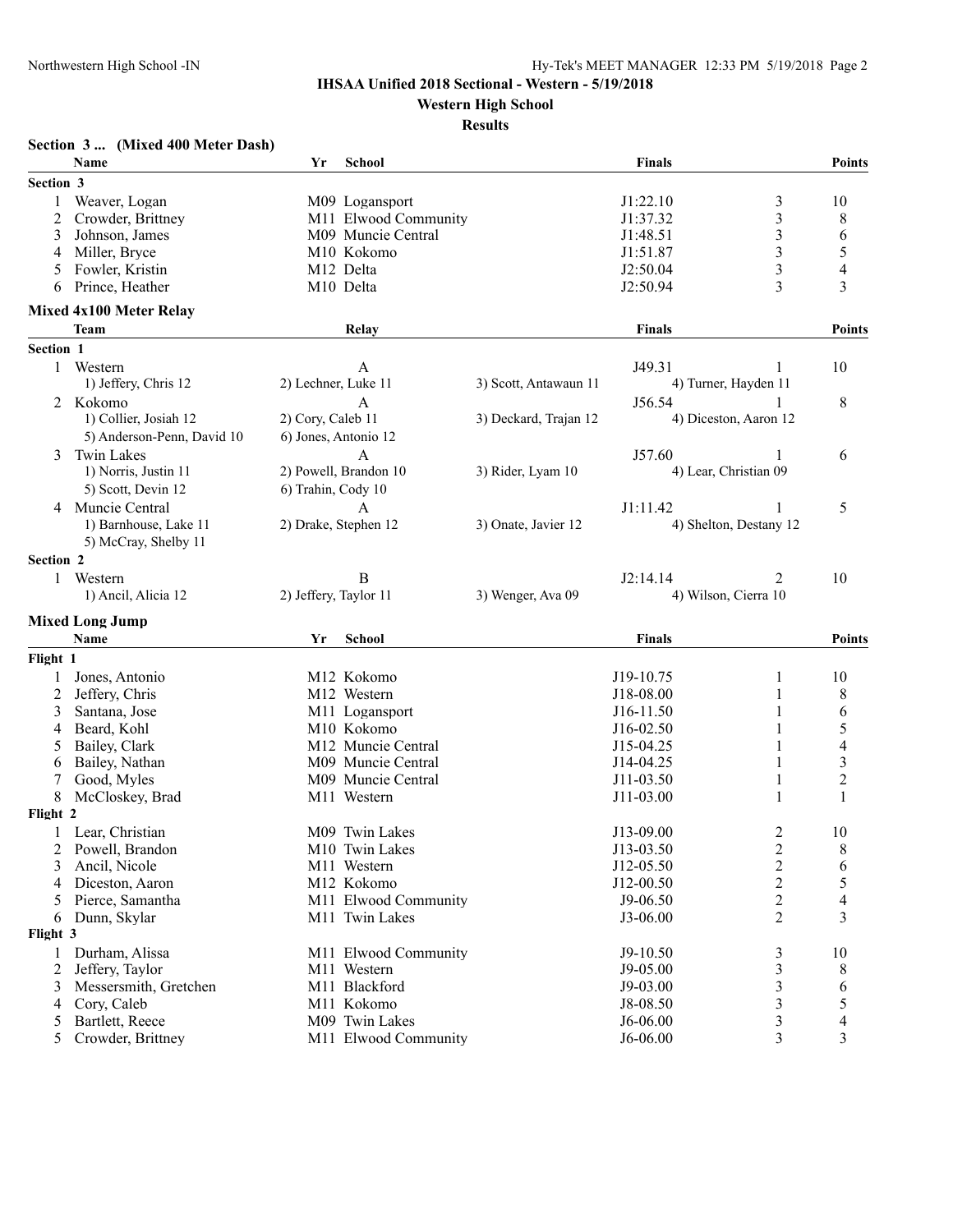**IHSAA Unified 2018 Sectional - Western - 5/19/2018**

**Western High School**

**Results**

### Section 3 ... (Mixed 400 Meter Dash)

| | Name | Yr | School | Finals | | Points |
|---|---|---|---|---|---|---|
| **Section 3** | | | | | | |
| 1 | Weaver, Logan | M09 | Logansport | J1:22.10 | 3 | 10 |
| 2 | Crowder, Brittney | M11 | Elwood Community | J1:37.32 | 3 | 8 |
| 3 | Johnson, James | M09 | Muncie Central | J1:48.51 | 3 | 6 |
| 4 | Miller, Bryce | M10 | Kokomo | J1:51.87 | 3 | 5 |
| 5 | Fowler, Kristin | M12 | Delta | J2:50.04 | 3 | 4 |
| 6 | Prince, Heather | M10 | Delta | J2:50.94 | 3 | 3 |

### Mixed 4x100 Meter Relay

| | Team | Relay | | Finals | | Points |
|---|---|---|---|---|---|---|
| **Section 1** | | | | | | |
| 1 | Western | A | | J49.31 | 1 | 10 |
| | 1) Jeffery, Chris 12 | 2) Lechner, Luke 11 | 3) Scott, Antawaun 11 | 4) Turner, Hayden 11 | | |
| 2 | Kokomo | A | | J56.54 | 1 | 8 |
| | 1) Collier, Josiah 12 | 2) Cory, Caleb 11 | 3) Deckard, Trajan 12 | 4) Diceston, Aaron 12 | | |
| | 5) Anderson-Penn, David 10 | 6) Jones, Antonio 12 | | | | |
| 3 | Twin Lakes | A | | J57.60 | 1 | 6 |
| | 1) Norris, Justin 11 | 2) Powell, Brandon 10 | 3) Rider, Lyam 10 | 4) Lear, Christian 09 | | |
| | 5) Scott, Devin 12 | 6) Trahin, Cody 10 | | | | |
| 4 | Muncie Central | A | | J1:11.42 | 1 | 5 |
| | 1) Barnhouse, Lake 11 | 2) Drake, Stephen 12 | 3) Onate, Javier 12 | 4) Shelton, Destany 12 | | |
| | 5) McCray, Shelby 11 | | | | | |
| **Section 2** | | | | | | |
| 1 | Western | B | | J2:14.14 | 2 | 10 |
| | 1) Ancil, Alicia 12 | 2) Jeffery, Taylor 11 | 3) Wenger, Ava 09 | 4) Wilson, Cierra 10 | | |

### Mixed Long Jump

| | Name | Yr | School | Finals | | Points |
|---|---|---|---|---|---|---|
| **Flight 1** | | | | | | |
| 1 | Jones, Antonio | M12 | Kokomo | J19-10.75 | 1 | 10 |
| 2 | Jeffery, Chris | M12 | Western | J18-08.00 | 1 | 8 |
| 3 | Santana, Jose | M11 | Logansport | J16-11.50 | 1 | 6 |
| 4 | Beard, Kohl | M10 | Kokomo | J16-02.50 | 1 | 5 |
| 5 | Bailey, Clark | M12 | Muncie Central | J15-04.25 | 1 | 4 |
| 6 | Bailey, Nathan | M09 | Muncie Central | J14-04.25 | 1 | 3 |
| 7 | Good, Myles | M09 | Muncie Central | J11-03.50 | 1 | 2 |
| 8 | McCloskey, Brad | M11 | Western | J11-03.00 | 1 | 1 |
| **Flight 2** | | | | | | |
| 1 | Lear, Christian | M09 | Twin Lakes | J13-09.00 | 2 | 10 |
| 2 | Powell, Brandon | M10 | Twin Lakes | J13-03.50 | 2 | 8 |
| 3 | Ancil, Nicole | M11 | Western | J12-05.50 | 2 | 6 |
| 4 | Diceston, Aaron | M12 | Kokomo | J12-00.50 | 2 | 5 |
| 5 | Pierce, Samantha | M11 | Elwood Community | J9-06.50 | 2 | 4 |
| 6 | Dunn, Skylar | M11 | Twin Lakes | J3-06.00 | 2 | 3 |
| **Flight 3** | | | | | | |
| 1 | Durham, Alissa | M11 | Elwood Community | J9-10.50 | 3 | 10 |
| 2 | Jeffery, Taylor | M11 | Western | J9-05.00 | 3 | 8 |
| 3 | Messersmith, Gretchen | M11 | Blackford | J9-03.00 | 3 | 6 |
| 4 | Cory, Caleb | M11 | Kokomo | J8-08.50 | 3 | 5 |
| 5 | Bartlett, Reece | M09 | Twin Lakes | J6-06.00 | 3 | 4 |
| 5 | Crowder, Brittney | M11 | Elwood Community | J6-06.00 | 3 | 3 |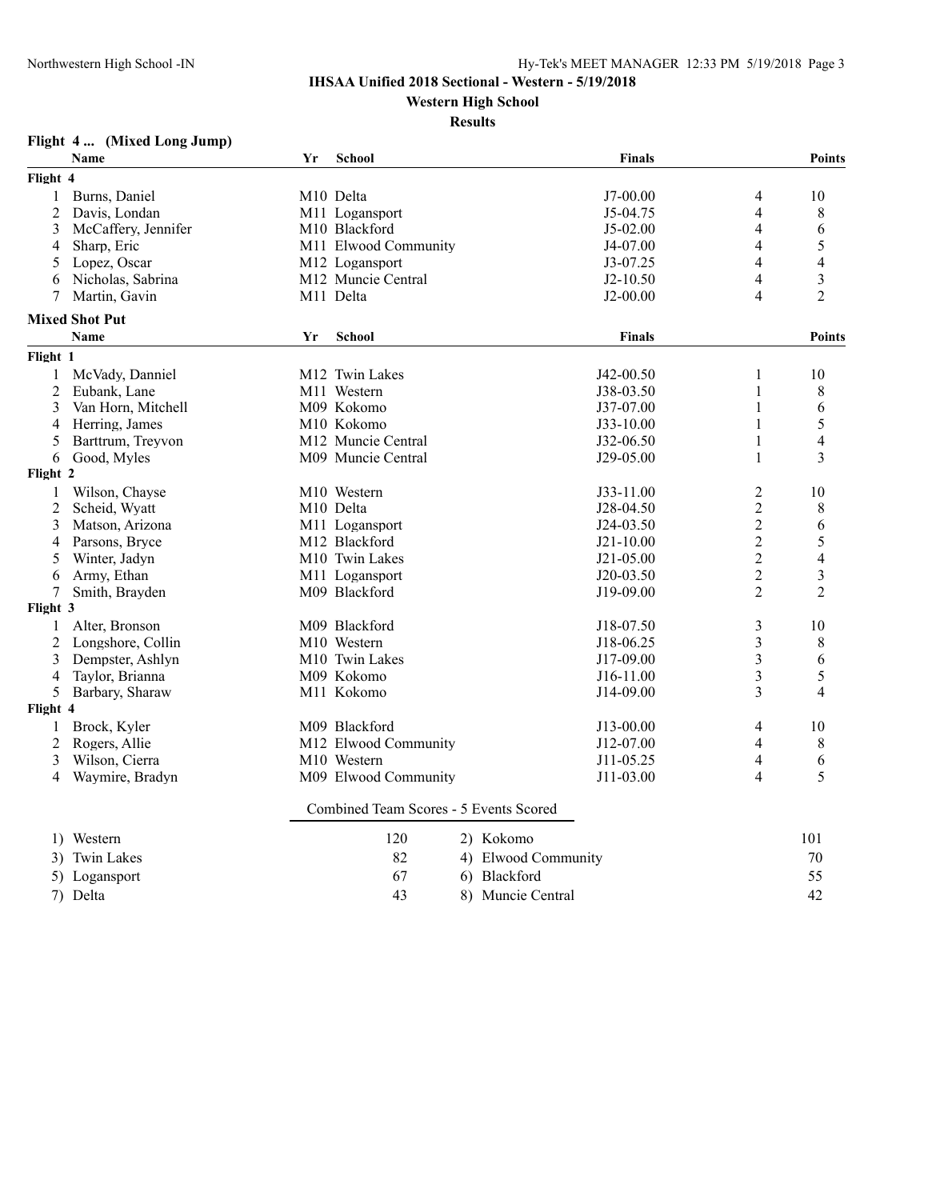**IHSAA Unified 2018 Sectional - Western - 5/19/2018**

**Western High School**

**Results**

### Flight 4 ... (Mixed Long Jump)

| | Name | Yr | School | Finals | | Points |
|---|---|---|---|---|---|---|
| **Flight 4** | | | | | | |
| 1 | Burns, Daniel | M10 | Delta | J7-00.00 | 4 | 10 |
| 2 | Davis, Londan | M11 | Logansport | J5-04.75 | 4 | 8 |
| 3 | McCaffery, Jennifer | M10 | Blackford | J5-02.00 | 4 | 6 |
| 4 | Sharp, Eric | M11 | Elwood Community | J4-07.00 | 4 | 5 |
| 5 | Lopez, Oscar | M12 | Logansport | J3-07.25 | 4 | 4 |
| 6 | Nicholas, Sabrina | M12 | Muncie Central | J2-10.50 | 4 | 3 |
| 7 | Martin, Gavin | M11 | Delta | J2-00.00 | 4 | 2 |

### Mixed Shot Put

| | Name | Yr | School | Finals | | Points |
|---|---|---|---|---|---|---|
| **Flight 1** | | | | | | |
| 1 | McVady, Danniel | M12 | Twin Lakes | J42-00.50 | 1 | 10 |
| 2 | Eubank, Lane | M11 | Western | J38-03.50 | 1 | 8 |
| 3 | Van Horn, Mitchell | M09 | Kokomo | J37-07.00 | 1 | 6 |
| 4 | Herring, James | M10 | Kokomo | J33-10.00 | 1 | 5 |
| 5 | Barttrum, Treyvon | M12 | Muncie Central | J32-06.50 | 1 | 4 |
| 6 | Good, Myles | M09 | Muncie Central | J29-05.00 | 1 | 3 |
| **Flight 2** | | | | | | |
| 1 | Wilson, Chayse | M10 | Western | J33-11.00 | 2 | 10 |
| 2 | Scheid, Wyatt | M10 | Delta | J28-04.50 | 2 | 8 |
| 3 | Matson, Arizona | M11 | Logansport | J24-03.50 | 2 | 6 |
| 4 | Parsons, Bryce | M12 | Blackford | J21-10.00 | 2 | 5 |
| 5 | Winter, Jadyn | M10 | Twin Lakes | J21-05.00 | 2 | 4 |
| 6 | Army, Ethan | M11 | Logansport | J20-03.50 | 2 | 3 |
| 7 | Smith, Brayden | M09 | Blackford | J19-09.00 | 2 | 2 |
| **Flight 3** | | | | | | |
| 1 | Alter, Bronson | M09 | Blackford | J18-07.50 | 3 | 10 |
| 2 | Longshore, Collin | M10 | Western | J18-06.25 | 3 | 8 |
| 3 | Dempster, Ashlyn | M10 | Twin Lakes | J17-09.00 | 3 | 6 |
| 4 | Taylor, Brianna | M09 | Kokomo | J16-11.00 | 3 | 5 |
| 5 | Barbary, Sharaw | M11 | Kokomo | J14-09.00 | 3 | 4 |
| **Flight 4** | | | | | | |
| 1 | Brock, Kyler | M09 | Blackford | J13-00.00 | 4 | 10 |
| 2 | Rogers, Allie | M12 | Elwood Community | J12-07.00 | 4 | 8 |
| 3 | Wilson, Cierra | M10 | Western | J11-05.25 | 4 | 6 |
| 4 | Waymire, Bradyn | M09 | Elwood Community | J11-03.00 | 4 | 5 |

**Combined Team Scores - 5 Events Scored**

| | | | | | |
|---|---|---|---|---|---|
| 1) | Western | 120 | 2) | Kokomo | 101 |
| 3) | Twin Lakes | 82 | 4) | Elwood Community | 70 |
| 5) | Logansport | 67 | 6) | Blackford | 55 |
| 7) | Delta | 43 | 8) | Muncie Central | 42 |